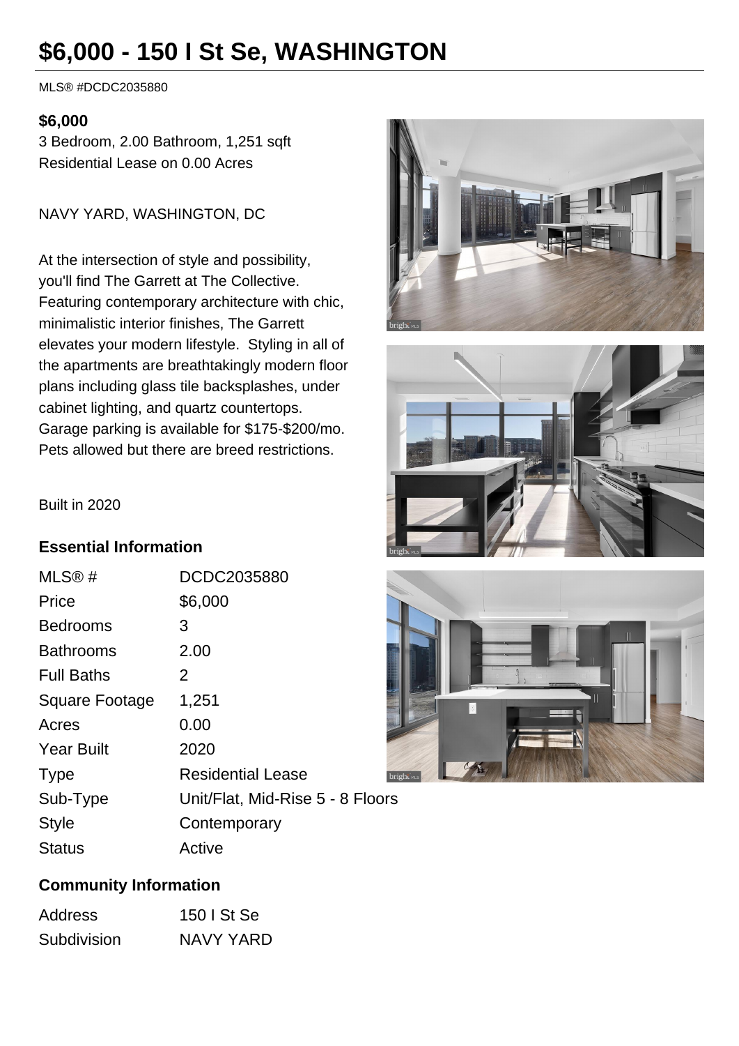# $6,000 - 150 I St Se, WASHINGTON

MLS® #DCDC2035880

**$6,000**

3 Bedroom, 2.00 Bathroom, 1,251 sqft

Residential Lease on 0.00 Acres

NAVY YARD, WASHINGTON, DC

At the intersection of style and possibility, you'll find The Garrett at The Collective. Featuring contemporary architecture with chic, minimalistic interior finishes, The Garrett elevates your modern lifestyle. Styling in all of the apartments are breathtakingly modern floor plans including glass tile backsplashes, under cabinet lighting, and quartz countertops. Garage parking is available for $175-$200/mo. Pets allowed but there are breed restrictions.

Built in 2020

## Essential Information

| | |
|---|---|
| MLS® # | DCDC2035880 |
| Price | $6,000 |
| Bedrooms | 3 |
| Bathrooms | 2.00 |
| Full Baths | 2 |
| Square Footage | 1,251 |
| Acres | 0.00 |
| Year Built | 2020 |
| Type | Residential Lease |
| Sub-Type | Unit/Flat, Mid-Rise 5 - 8 Floors |
| Style | Contemporary |
| Status | Active |

## Community Information

| | |
|---|---|
| Address | 150 I St Se |
| Subdivision | NAVY YARD |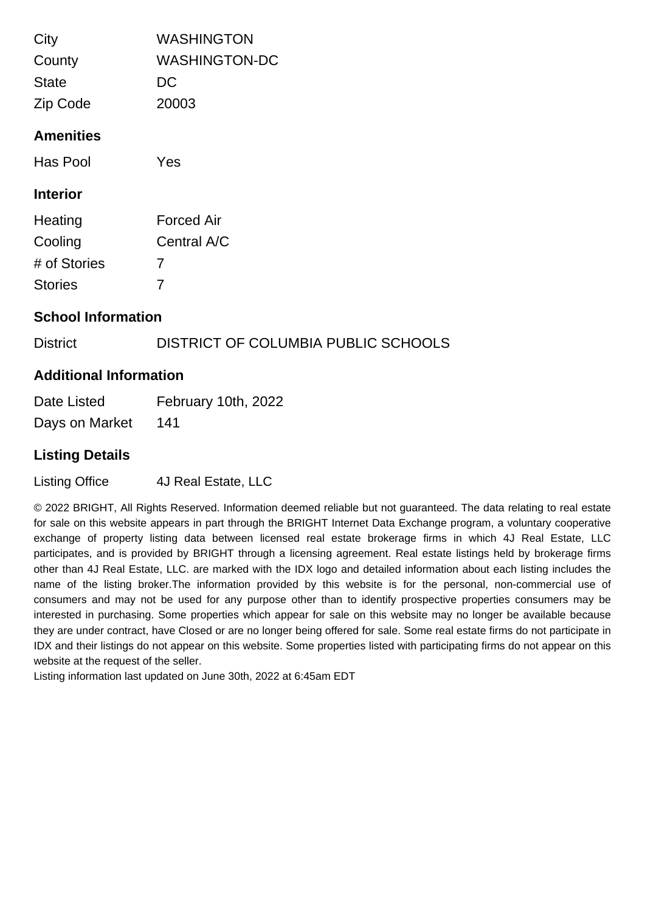| | |
|---|---|
| City | WASHINGTON |
| County | WASHINGTON-DC |
| State | DC |
| Zip Code | 20003 |

## Amenities

| | |
|---|---|
| Has Pool | Yes |

## Interior

| | |
|---|---|
| Heating | Forced Air |
| Cooling | Central A/C |
| # of Stories | 7 |
| Stories | 7 |

## School Information

| | |
|---|---|
| District | DISTRICT OF COLUMBIA PUBLIC SCHOOLS |

## Additional Information

| | |
|---|---|
| Date Listed | February 10th, 2022 |
| Days on Market | 141 |

## Listing Details

| | |
|---|---|
| Listing Office | 4J Real Estate, LLC |

© 2022 BRIGHT, All Rights Reserved. Information deemed reliable but not guaranteed. The data relating to real estate for sale on this website appears in part through the BRIGHT Internet Data Exchange program, a voluntary cooperative exchange of property listing data between licensed real estate brokerage firms in which 4J Real Estate, LLC participates, and is provided by BRIGHT through a licensing agreement. Real estate listings held by brokerage firms other than 4J Real Estate, LLC. are marked with the IDX logo and detailed information about each listing includes the name of the listing broker.The information provided by this website is for the personal, non-commercial use of consumers and may not be used for any purpose other than to identify prospective properties consumers may be interested in purchasing. Some properties which appear for sale on this website may no longer be available because they are under contract, have Closed or are no longer being offered for sale. Some real estate firms do not participate in IDX and their listings do not appear on this website. Some properties listed with participating firms do not appear on this website at the request of the seller.

Listing information last updated on June 30th, 2022 at 6:45am EDT